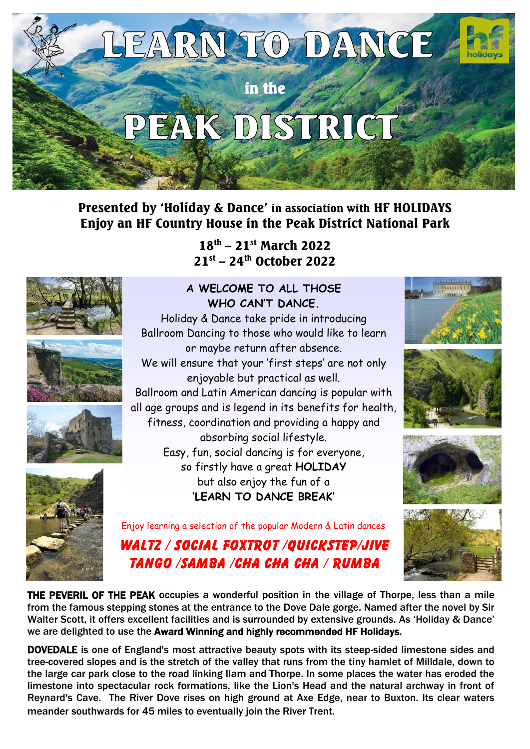# LEARN TO DANCE

## in the

# PEAK DISTRICT

**Presented by 'Holiday & Dance' in association with HF HOLIDAYS**
**Enjoy an HF Country House in the Peak District National Park**

**18th – 21st March 2022**
**21st – 24th October 2022**

**A WELCOME TO ALL THOSE WHO CAN'T DANCE.**

Holiday & Dance take pride in introducing Ballroom Dancing to those who would like to learn or maybe return after absence.

We will ensure that your 'first steps' are not only enjoyable but practical as well.

Ballroom and Latin American dancing is popular with all age groups and is legend in its benefits for health, fitness, coordination and providing a happy and absorbing social lifestyle.

Easy, fun, social dancing is for everyone, so firstly have a great **HOLIDAY** but also enjoy the fun of a **'LEARN TO DANCE BREAK'**

Enjoy learning a selection of the popular Modern & Latin dances

***WALTZ / SOCIAL FOXTROT /QUICKSTEP/JIVE***
***TANGO /SAMBA /CHA CHA CHA / RUMBA***

**THE PEVERIL OF THE PEAK** occupies a wonderful position in the village of Thorpe, less than a mile from the famous stepping stones at the entrance to the Dove Dale gorge. Named after the novel by Sir Walter Scott, it offers excellent facilities and is surrounded by extensive grounds. As 'Holiday & Dance' we are delighted to use the **Award Winning and highly recommended HF Holidays.**

**DOVEDALE** is one of England's most attractive beauty spots with its steep-sided limestone sides and tree-covered slopes and is the stretch of the valley that runs from the tiny hamlet of Milldale, down to the large car park close to the road linking Ilam and Thorpe. In some places the water has eroded the limestone into spectacular rock formations, like the Lion's Head and the natural archway in front of Reynard's Cave. The River Dove rises on high ground at Axe Edge, near to Buxton. Its clear waters meander southwards for 45 miles to eventually join the River Trent.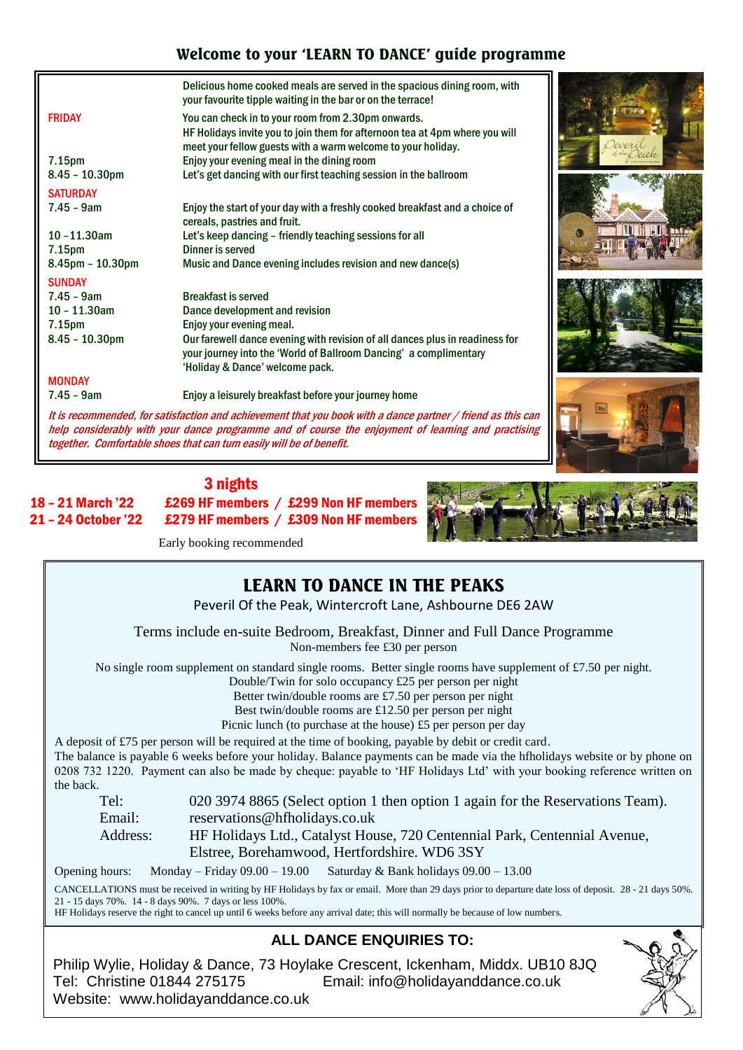# Welcome to your 'LEARN TO DANCE' guide programme

Delicious home cooked meals are served in the spacious dining room, with your favourite tipple waiting in the bar or on the terrace!

| | |
|---|---|
| **FRIDAY** | You can check in to your room from 2.30pm onwards. HF Holidays invite you to join them for afternoon tea at 4pm where you will meet your fellow guests with a warm welcome to your holiday. |
| 7.15pm | Enjoy your evening meal in the dining room |
| 8.45 – 10.30pm | Let's get dancing with our first teaching session in the ballroom |
| **SATURDAY** | |
| 7.45 – 9am | Enjoy the start of your day with a freshly cooked breakfast and a choice of cereals, pastries and fruit. |
| 10 –11.30am | Let's keep dancing – friendly teaching sessions for all |
| 7.15pm | Dinner is served |
| 8.45pm – 10.30pm | Music and Dance evening includes revision and new dance(s) |
| **SUNDAY** | |
| 7.45 – 9am | Breakfast is served |
| 10 – 11.30am | Dance development and revision |
| 7.15pm | Enjoy your evening meal. |
| 8.45 – 10.30pm | Our farewell dance evening with revision of all dances plus in readiness for your journey into the 'World of Ballroom Dancing' a complimentary 'Holiday & Dance' welcome pack. |
| **MONDAY** | |
| 7.45 – 9am | Enjoy a leisurely breakfast before your journey home |

*It is recommended, for satisfaction and achievement that you book with a dance partner / friend as this can help considerably with your dance programme and of course the enjoyment of learning and practising together. Comfortable shoes that can turn easily will be of benefit.*

**3 nights**

**18 – 21 March '22** — **£269 HF members / £299 Non HF members**

**21 – 24 October '22** — **£279 HF members / £309 Non HF members**

Early booking recommended

## LEARN TO DANCE IN THE PEAKS

Peveril Of the Peak, Wintercroft Lane, Ashbourne DE6 2AW

Terms include en-suite Bedroom, Breakfast, Dinner and Full Dance Programme
Non-members fee £30 per person

No single room supplement on standard single rooms. Better single rooms have supplement of £7.50 per night.
Double/Twin for solo occupancy £25 per person per night
Better twin/double rooms are £7.50 per person per night
Best twin/double rooms are £12.50 per person per night
Picnic lunch (to purchase at the house) £5 per person per day

A deposit of £75 per person will be required at the time of booking, payable by debit or credit card.
The balance is payable 6 weeks before your holiday. Balance payments can be made via the hfholidays website or by phone on 0208 732 1220. Payment can also be made by cheque: payable to 'HF Holidays Ltd' with your booking reference written on the back.

Tel: 020 3974 8865 (Select option 1 then option 1 again for the Reservations Team).
Email: reservations@hfholidays.co.uk
Address: HF Holidays Ltd., Catalyst House, 720 Centennial Park, Centennial Avenue, Elstree, Borehamwood, Hertfordshire. WD6 3SY

Opening hours: Monday – Friday 09.00 – 19.00 Saturday & Bank holidays 09.00 – 13.00

CANCELLATIONS must be received in writing by HF Holidays by fax or email. More than 29 days prior to departure date loss of deposit. 28 - 21 days 50%. 21 - 15 days 70%. 14 - 8 days 90%. 7 days or less 100%.
HF Holidays reserve the right to cancel up until 6 weeks before any arrival date; this will normally be because of low numbers.

### ALL DANCE ENQUIRIES TO:

Philip Wylie, Holiday & Dance, 73 Hoylake Crescent, Ickenham, Middx. UB10 8JQ
Tel: Christine 01844 275175 Email: info@holidayanddance.co.uk
Website: www.holidayanddance.co.uk